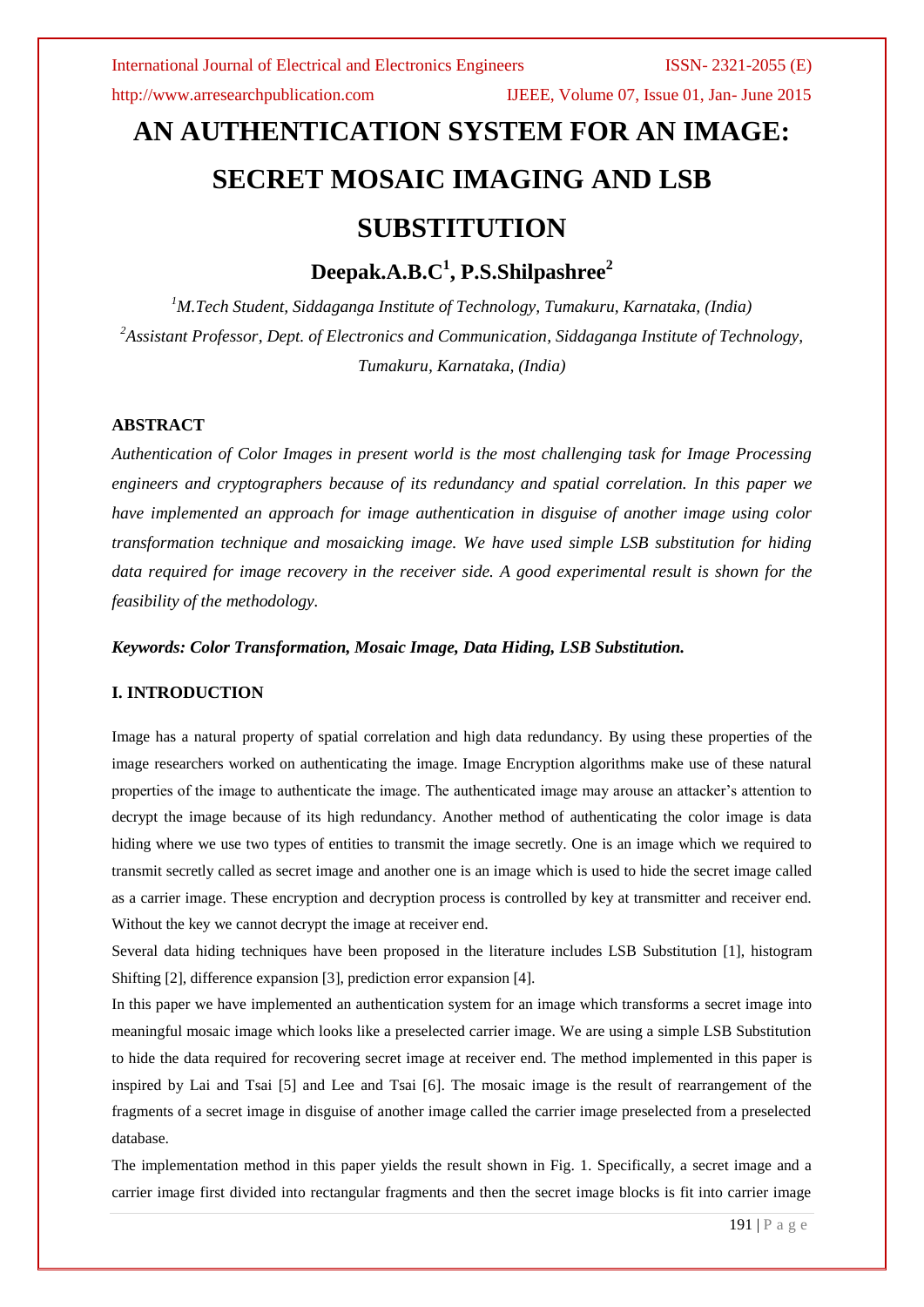# AN AUTHENTICATION SYSTEM FOR AN IMAGE: SECRET MOSAIC IMAGING AND LSB SUBSTITUTION

## Deepak.A.B.C[1], P.S.Shilpashree[2]

*[1]M.Tech Student, Siddaganga Institute of Technology, Tumakuru, Karnataka, (India)*
*[2]Assistant Professor, Dept. of Electronics and Communication, Siddaganga Institute of Technology, Tumakuru, Karnataka, (India)*

### ABSTRACT

*Authentication of Color Images in present world is the most challenging task for Image Processing engineers and cryptographers because of its redundancy and spatial correlation. In this paper we have implemented an approach for image authentication in disguise of another image using color transformation technique and mosaicking image. We have used simple LSB substitution for hiding data required for image recovery in the receiver side. A good experimental result is shown for the feasibility of the methodology.*

***Keywords: Color Transformation, Mosaic Image, Data Hiding, LSB Substitution.***

### I. INTRODUCTION

Image has a natural property of spatial correlation and high data redundancy. By using these properties of the image researchers worked on authenticating the image. Image Encryption algorithms make use of these natural properties of the image to authenticate the image. The authenticated image may arouse an attacker's attention to decrypt the image because of its high redundancy. Another method of authenticating the color image is data hiding where we use two types of entities to transmit the image secretly. One is an image which we required to transmit secretly called as secret image and another one is an image which is used to hide the secret image called as a carrier image. These encryption and decryption process is controlled by key at transmitter and receiver end. Without the key we cannot decrypt the image at receiver end.

Several data hiding techniques have been proposed in the literature includes LSB Substitution [1], histogram Shifting [2], difference expansion [3], prediction error expansion [4].

In this paper we have implemented an authentication system for an image which transforms a secret image into meaningful mosaic image which looks like a preselected carrier image. We are using a simple LSB Substitution to hide the data required for recovering secret image at receiver end. The method implemented in this paper is inspired by Lai and Tsai [5] and Lee and Tsai [6]. The mosaic image is the result of rearrangement of the fragments of a secret image in disguise of another image called the carrier image preselected from a preselected database.

The implementation method in this paper yields the result shown in Fig. 1. Specifically, a secret image and a carrier image first divided into rectangular fragments and then the secret image blocks is fit into carrier image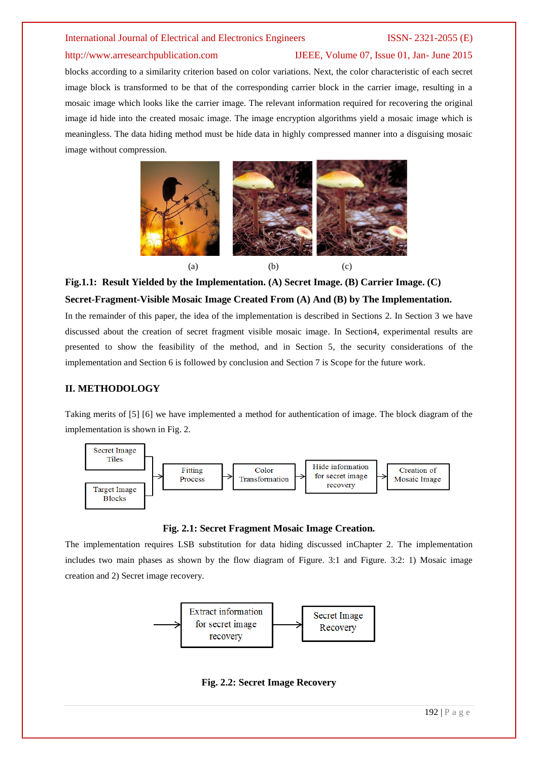blocks according to a similarity criterion based on color variations. Next, the color characteristic of each secret image block is transformed to be that of the corresponding carrier block in the carrier image, resulting in a mosaic image which looks like the carrier image. The relevant information required for recovering the original image id hide into the created mosaic image. The image encryption algorithms yield a mosaic image which is meaningless. The data hiding method must be hide data in highly compressed manner into a disguising mosaic image without compression.

(a) (b) (c)

**Fig.1.1: Result Yielded by the Implementation. (A) Secret Image. (B) Carrier Image. (C) Secret-Fragment-Visible Mosaic Image Created From (A) And (B) by The Implementation.**

In the remainder of this paper, the idea of the implementation is described in Sections 2. In Section 3 we have discussed about the creation of secret fragment visible mosaic image. In Section4, experimental results are presented to show the feasibility of the method, and in Section 5, the security considerations of the implementation and Section 6 is followed by conclusion and Section 7 is Scope for the future work.

## II. METHODOLOGY

Taking merits of [5] [6] we have implemented a method for authentication of image. The block diagram of the implementation is shown in Fig. 2.

Secret Image Tiles / Target Image Blocks → Fitting Process → Color Transformation → Hide information for secret image recovery → Creation of Mosaic Image

**Fig. 2.1: Secret Fragment Mosaic Image Creation.**

The implementation requires LSB substitution for data hiding discussed inChapter 2. The implementation includes two main phases as shown by the flow diagram of Figure. 3:1 and Figure. 3:2: 1) Mosaic image creation and 2) Secret image recovery.

→ Extract information for secret image recovery → Secret Image Recovery

**Fig. 2.2: Secret Image Recovery**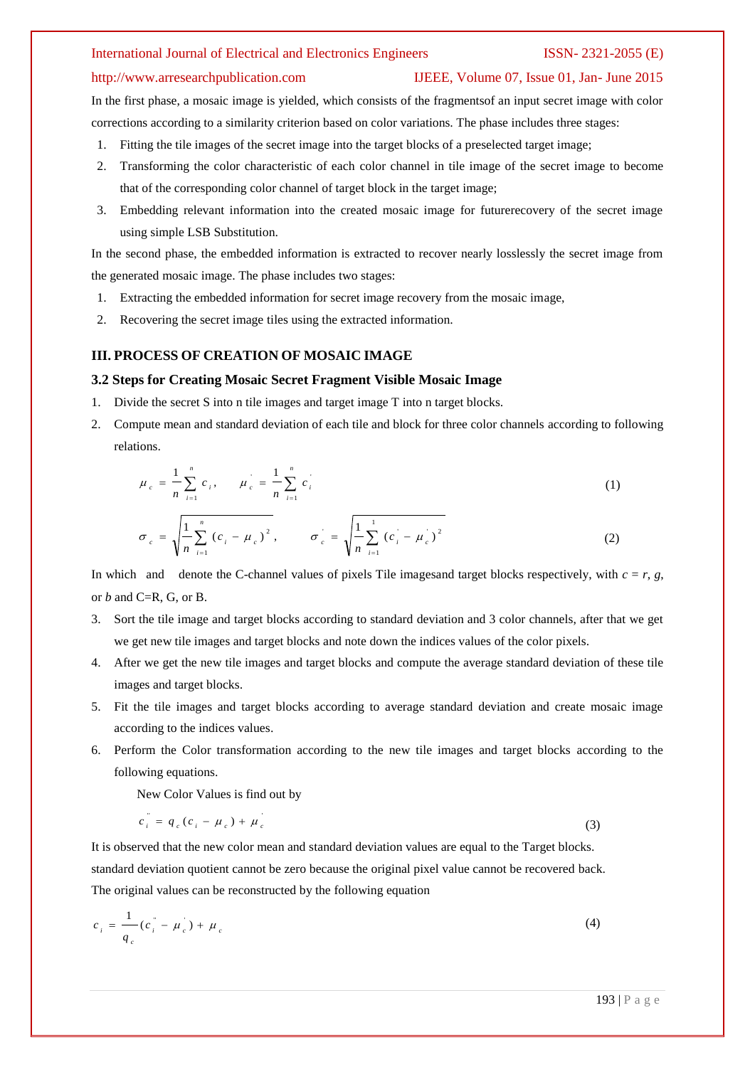In the first phase, a mosaic image is yielded, which consists of the fragmentsof an input secret image with color corrections according to a similarity criterion based on color variations. The phase includes three stages:

1. Fitting the tile images of the secret image into the target blocks of a preselected target image;
2. Transforming the color characteristic of each color channel in tile image of the secret image to become that of the corresponding color channel of target block in the target image;
3. Embedding relevant information into the created mosaic image for futurerecovery of the secret image using simple LSB Substitution.

In the second phase, the embedded information is extracted to recover nearly losslessly the secret image from the generated mosaic image. The phase includes two stages:

1. Extracting the embedded information for secret image recovery from the mosaic image,
2. Recovering the secret image tiles using the extracted information.

## III. PROCESS OF CREATION OF MOSAIC IMAGE

### 3.2 Steps for Creating Mosaic Secret Fragment Visible Mosaic Image

1. Divide the secret S into n tile images and target image T into n target blocks.
2. Compute mean and standard deviation of each tile and block for three color channels according to following relations.

$$\mu_c = \frac{1}{n}\sum_{i=1}^{n} c_i, \qquad \mu_c' = \frac{1}{n}\sum_{i=1}^{n} c_i' \tag{1}$$

$$\sigma_c = \sqrt{\frac{1}{n}\sum_{i=1}^{n} (c_i - \mu_c)^2}, \qquad \sigma_c' = \sqrt{\frac{1}{n}\sum_{i=1}^{1} (c_i' - \mu_c')^2} \tag{2}$$

In which and denote the C-channel values of pixels Tile imagesand target blocks respectively, with *c* = *r*, *g*, or *b* and C=R, G, or B.

3. Sort the tile image and target blocks according to standard deviation and 3 color channels, after that we get we get new tile images and target blocks and note down the indices values of the color pixels.
4. After we get the new tile images and target blocks and compute the average standard deviation of these tile images and target blocks.
5. Fit the tile images and target blocks according to average standard deviation and create mosaic image according to the indices values.
6. Perform the Color transformation according to the new tile images and target blocks according to the following equations.

   New Color Values is find out by

$$c_i'' = q_c (c_i - \mu_c) + \mu_c' \tag{3}$$

It is observed that the new color mean and standard deviation values are equal to the Target blocks.

standard deviation quotient cannot be zero because the original pixel value cannot be recovered back.

The original values can be reconstructed by the following equation

$$c_i = \frac{1}{q_c}(c_i'' - \mu_c') + \mu_c \tag{4}$$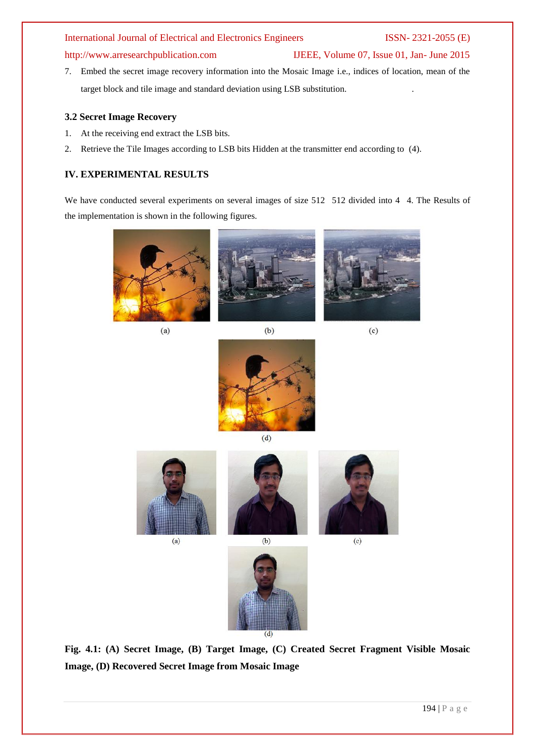7. Embed the secret image recovery information into the Mosaic Image i.e., indices of location, mean of the target block and tile image and standard deviation using LSB substitution.

### 3.2 Secret Image Recovery

1. At the receiving end extract the LSB bits.
2. Retrieve the Tile Images according to LSB bits Hidden at the transmitter end according to (4).

## IV. EXPERIMENTAL RESULTS

We have conducted several experiments on several images of size 512 512 divided into 4 4. The Results of the implementation is shown in the following figures.

(a) (b) (c)

(d)

(a) (b) (c)

(d)

**Fig. 4.1: (A) Secret Image, (B) Target Image, (C) Created Secret Fragment Visible Mosaic Image, (D) Recovered Secret Image from Mosaic Image**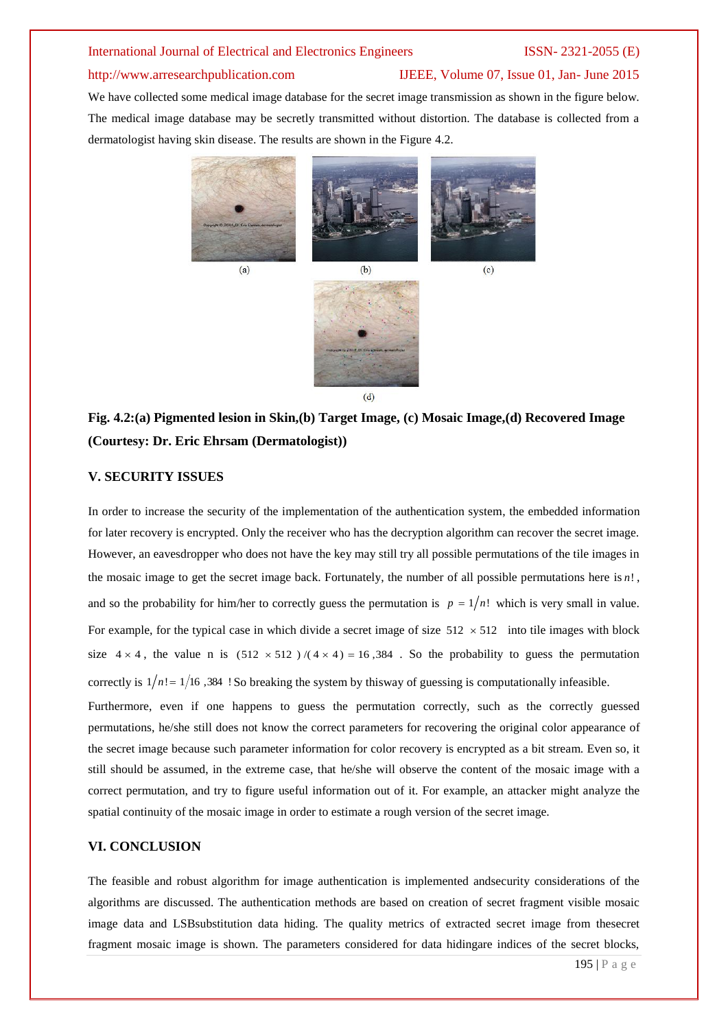We have collected some medical image database for the secret image transmission as shown in the figure below. The medical image database may be secretly transmitted without distortion. The database is collected from a dermatologist having skin disease. The results are shown in the Figure 4.2.

(a) (b) (c)

(d)

**Fig. 4.2:(a) Pigmented lesion in Skin,(b) Target Image, (c) Mosaic Image,(d) Recovered Image (Courtesy: Dr. Eric Ehrsam (Dermatologist))**

## V. SECURITY ISSUES

In order to increase the security of the implementation of the authentication system, the embedded information for later recovery is encrypted. Only the receiver who has the decryption algorithm can recover the secret image. However, an eavesdropper who does not have the key may still try all possible permutations of the tile images in the mosaic image to get the secret image back. Fortunately, the number of all possible permutations here is $n!$, and so the probability for him/her to correctly guess the permutation is $p = 1/n!$ which is very small in value. For example, for the typical case in which divide a secret image of size $512 \times 512$ into tile images with block size $4 \times 4$, the value n is $(512 \times 512)/(4 \times 4) = 16{,}384$. So the probability to guess the permutation correctly is $1/n! = 1/16{,}384!$ So breaking the system by thisway of guessing is computationally infeasible.

Furthermore, even if one happens to guess the permutation correctly, such as the correctly guessed permutations, he/she still does not know the correct parameters for recovering the original color appearance of the secret image because such parameter information for color recovery is encrypted as a bit stream. Even so, it still should be assumed, in the extreme case, that he/she will observe the content of the mosaic image with a correct permutation, and try to figure useful information out of it. For example, an attacker might analyze the spatial continuity of the mosaic image in order to estimate a rough version of the secret image.

## VI. CONCLUSION

The feasible and robust algorithm for image authentication is implemented andsecurity considerations of the algorithms are discussed. The authentication methods are based on creation of secret fragment visible mosaic image data and LSBsubstitution data hiding. The quality metrics of extracted secret image from thesecret fragment mosaic image is shown. The parameters considered for data hidingare indices of the secret blocks,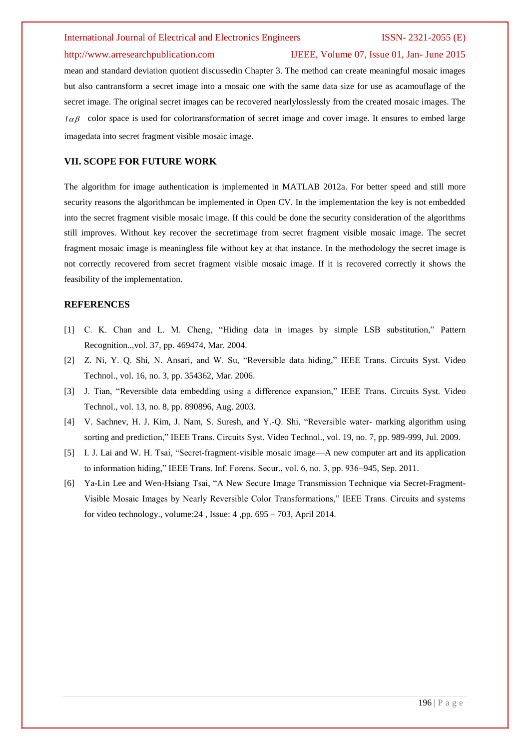mean and standard deviation quotient discussedin Chapter 3. The method can create meaningful mosaic images but also cantransform a secret image into a mosaic one with the same data size for use as acamouflage of the secret image. The original secret images can be recovered nearlylosslessly from the created mosaic images. The $l\alpha\beta$ color space is used for colortransformation of secret image and cover image. It ensures to embed large imagedata into secret fragment visible mosaic image.

## VII. SCOPE FOR FUTURE WORK

The algorithm for image authentication is implemented in MATLAB 2012a. For better speed and still more security reasons the algorithmcan be implemented in Open CV. In the implementation the key is not embedded into the secret fragment visible mosaic image. If this could be done the security consideration of the algorithms still improves. Without key recover the secretimage from secret fragment visible mosaic image. The secret fragment mosaic image is meaningless file without key at that instance. In the methodology the secret image is not correctly recovered from secret fragment visible mosaic image. If it is recovered correctly it shows the feasibility of the implementation.

## REFERENCES

[1] C. K. Chan and L. M. Cheng, "Hiding data in images by simple LSB substitution," Pattern Recognition..,vol. 37, pp. 469474, Mar. 2004.

[2] Z. Ni, Y. Q. Shi, N. Ansari, and W. Su, "Reversible data hiding," IEEE Trans. Circuits Syst. Video Technol., vol. 16, no. 3, pp. 354362, Mar. 2006.

[3] J. Tian, "Reversible data embedding using a difference expansion," IEEE Trans. Circuits Syst. Video Technol., vol. 13, no. 8, pp. 890896, Aug. 2003.

[4] V. Sachnev, H. J. Kim, J. Nam, S. Suresh, and Y.-Q. Shi, "Reversible water- marking algorithm using sorting and prediction," IEEE Trans. Circuits Syst. Video Technol., vol. 19, no. 7, pp. 989-999, Jul. 2009.

[5] I. J. Lai and W. H. Tsai, "Secret-fragment-visible mosaic image—A new computer art and its application to information hiding," IEEE Trans. Inf. Forens. Secur., vol. 6, no. 3, pp. 936–945, Sep. 2011.

[6] Ya-Lin Lee and Wen-Hsiang Tsai, "A New Secure Image Transmission Technique via Secret-Fragment-Visible Mosaic Images by Nearly Reversible Color Transformations," IEEE Trans. Circuits and systems for video technology., volume:24 , Issue: 4 ,pp. 695 – 703, April 2014.